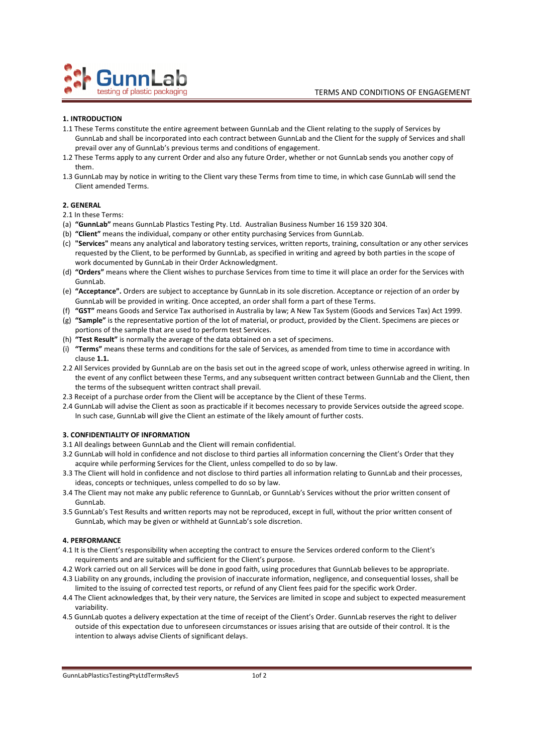# TERMS AND CONDITIONS OF ENGAGEMENT

## 1. INTRODUCTION

1.1 These Terms constitute the entire agreement between GunnLab and the Client relating to the supply of Services by GunnLab and shall be incorporated into each contract between GunnLab and the Client for the supply of Services and shall prevail over any of GunnLab's previous terms and conditions of engagement.

1.2 These Terms apply to any current Order and also any future Order, whether or not GunnLab sends you another copy of them.

1.3 GunnLab may by notice in writing to the Client vary these Terms from time to time, in which case GunnLab will send the Client amended Terms.

## 2. GENERAL

2.1 In these Terms:

(a) **"GunnLab"** means GunnLab Plastics Testing Pty. Ltd. Australian Business Number 16 159 320 304.

(b) **"Client"** means the individual, company or other entity purchasing Services from GunnLab.

(c) **"Services"** means any analytical and laboratory testing services, written reports, training, consultation or any other services requested by the Client, to be performed by GunnLab, as specified in writing and agreed by both parties in the scope of work documented by GunnLab in their Order Acknowledgment.

(d) **"Orders"** means where the Client wishes to purchase Services from time to time it will place an order for the Services with GunnLab.

(e) **"Acceptance".** Orders are subject to acceptance by GunnLab in its sole discretion. Acceptance or rejection of an order by GunnLab will be provided in writing. Once accepted, an order shall form a part of these Terms.

(f) **"GST"** means Goods and Service Tax authorised in Australia by law; A New Tax System (Goods and Services Tax) Act 1999.

(g) **"Sample"** is the representative portion of the lot of material, or product, provided by the Client. Specimens are pieces or portions of the sample that are used to perform test Services.

(h) **"Test Result"** is normally the average of the data obtained on a set of specimens.

(i) **"Terms"** means these terms and conditions for the sale of Services, as amended from time to time in accordance with clause **1.1.**

2.2 All Services provided by GunnLab are on the basis set out in the agreed scope of work, unless otherwise agreed in writing. In the event of any conflict between these Terms, and any subsequent written contract between GunnLab and the Client, then the terms of the subsequent written contract shall prevail.

2.3 Receipt of a purchase order from the Client will be acceptance by the Client of these Terms.

2.4 GunnLab will advise the Client as soon as practicable if it becomes necessary to provide Services outside the agreed scope. In such case, GunnLab will give the Client an estimate of the likely amount of further costs.

## 3. CONFIDENTIALITY OF INFORMATION

3.1 All dealings between GunnLab and the Client will remain confidential.

3.2 GunnLab will hold in confidence and not disclose to third parties all information concerning the Client's Order that they acquire while performing Services for the Client, unless compelled to do so by law.

3.3 The Client will hold in confidence and not disclose to third parties all information relating to GunnLab and their processes, ideas, concepts or techniques, unless compelled to do so by law.

3.4 The Client may not make any public reference to GunnLab, or GunnLab's Services without the prior written consent of GunnLab.

3.5 GunnLab's Test Results and written reports may not be reproduced, except in full, without the prior written consent of GunnLab, which may be given or withheld at GunnLab's sole discretion.

## 4. PERFORMANCE

4.1 It is the Client's responsibility when accepting the contract to ensure the Services ordered conform to the Client's requirements and are suitable and sufficient for the Client's purpose.

4.2 Work carried out on all Services will be done in good faith, using procedures that GunnLab believes to be appropriate.

4.3 Liability on any grounds, including the provision of inaccurate information, negligence, and consequential losses, shall be limited to the issuing of corrected test reports, or refund of any Client fees paid for the specific work Order.

4.4 The Client acknowledges that, by their very nature, the Services are limited in scope and subject to expected measurement variability.

4.5 GunnLab quotes a delivery expectation at the time of receipt of the Client's Order. GunnLab reserves the right to deliver outside of this expectation due to unforeseen circumstances or issues arising that are outside of their control. It is the intention to always advise Clients of significant delays.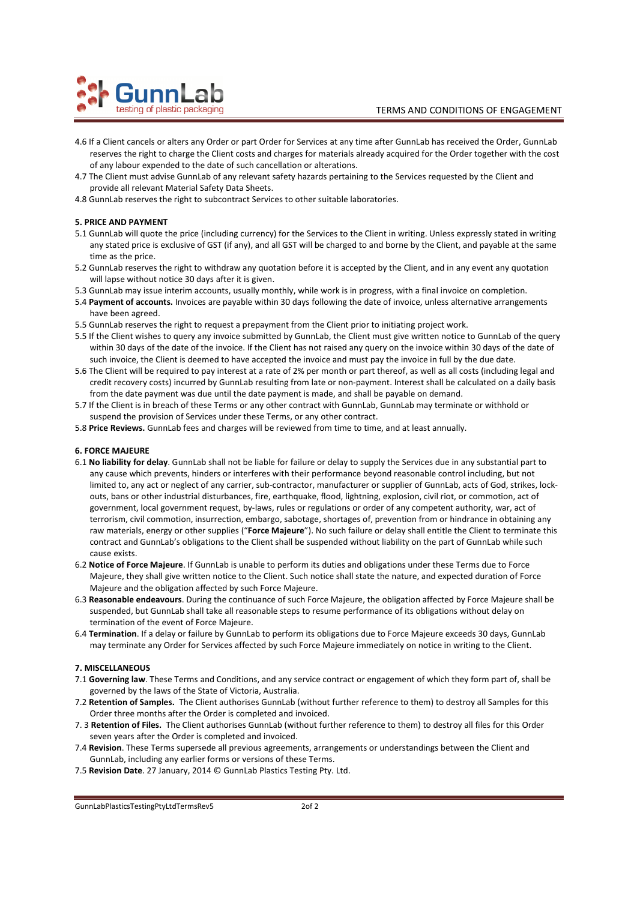4.6 If a Client cancels or alters any Order or part Order for Services at any time after GunnLab has received the Order, GunnLab reserves the right to charge the Client costs and charges for materials already acquired for the Order together with the cost of any labour expended to the date of such cancellation or alterations.

4.7 The Client must advise GunnLab of any relevant safety hazards pertaining to the Services requested by the Client and provide all relevant Material Safety Data Sheets.

4.8 GunnLab reserves the right to subcontract Services to other suitable laboratories.

**5. PRICE AND PAYMENT**

5.1 GunnLab will quote the price (including currency) for the Services to the Client in writing. Unless expressly stated in writing any stated price is exclusive of GST (if any), and all GST will be charged to and borne by the Client, and payable at the same time as the price.

5.2 GunnLab reserves the right to withdraw any quotation before it is accepted by the Client, and in any event any quotation will lapse without notice 30 days after it is given.

5.3 GunnLab may issue interim accounts, usually monthly, while work is in progress, with a final invoice on completion.

5.4 **Payment of accounts.** Invoices are payable within 30 days following the date of invoice, unless alternative arrangements have been agreed.

5.5 GunnLab reserves the right to request a prepayment from the Client prior to initiating project work.

5.5 If the Client wishes to query any invoice submitted by GunnLab, the Client must give written notice to GunnLab of the query within 30 days of the date of the invoice. If the Client has not raised any query on the invoice within 30 days of the date of such invoice, the Client is deemed to have accepted the invoice and must pay the invoice in full by the due date.

5.6 The Client will be required to pay interest at a rate of 2% per month or part thereof, as well as all costs (including legal and credit recovery costs) incurred by GunnLab resulting from late or non-payment. Interest shall be calculated on a daily basis from the date payment was due until the date payment is made, and shall be payable on demand.

5.7 If the Client is in breach of these Terms or any other contract with GunnLab, GunnLab may terminate or withhold or suspend the provision of Services under these Terms, or any other contract.

5.8 **Price Reviews.** GunnLab fees and charges will be reviewed from time to time, and at least annually.

**6. FORCE MAJEURE**

6.1 **No liability for delay**. GunnLab shall not be liable for failure or delay to supply the Services due in any substantial part to any cause which prevents, hinders or interferes with their performance beyond reasonable control including, but not limited to, any act or neglect of any carrier, sub-contractor, manufacturer or supplier of GunnLab, acts of God, strikes, lock-outs, bans or other industrial disturbances, fire, earthquake, flood, lightning, explosion, civil riot, or commotion, act of government, local government request, by-laws, rules or regulations or order of any competent authority, war, act of terrorism, civil commotion, insurrection, embargo, sabotage, shortages of, prevention from or hindrance in obtaining any raw materials, energy or other supplies ("**Force Majeure**"). No such failure or delay shall entitle the Client to terminate this contract and GunnLab's obligations to the Client shall be suspended without liability on the part of GunnLab while such cause exists.

6.2 **Notice of Force Majeure**. If GunnLab is unable to perform its duties and obligations under these Terms due to Force Majeure, they shall give written notice to the Client. Such notice shall state the nature, and expected duration of Force Majeure and the obligation affected by such Force Majeure.

6.3 **Reasonable endeavours**. During the continuance of such Force Majeure, the obligation affected by Force Majeure shall be suspended, but GunnLab shall take all reasonable steps to resume performance of its obligations without delay on termination of the event of Force Majeure.

6.4 **Termination**. If a delay or failure by GunnLab to perform its obligations due to Force Majeure exceeds 30 days, GunnLab may terminate any Order for Services affected by such Force Majeure immediately on notice in writing to the Client.

**7. MISCELLANEOUS**

7.1 **Governing law**. These Terms and Conditions, and any service contract or engagement of which they form part of, shall be governed by the laws of the State of Victoria, Australia.

7.2 **Retention of Samples.** The Client authorises GunnLab (without further reference to them) to destroy all Samples for this Order three months after the Order is completed and invoiced.

7. 3 **Retention of Files.** The Client authorises GunnLab (without further reference to them) to destroy all files for this Order seven years after the Order is completed and invoiced.

7.4 **Revision**. These Terms supersede all previous agreements, arrangements or understandings between the Client and GunnLab, including any earlier forms or versions of these Terms.

7.5 **Revision Date**. 27 January, 2014 © GunnLab Plastics Testing Pty. Ltd.